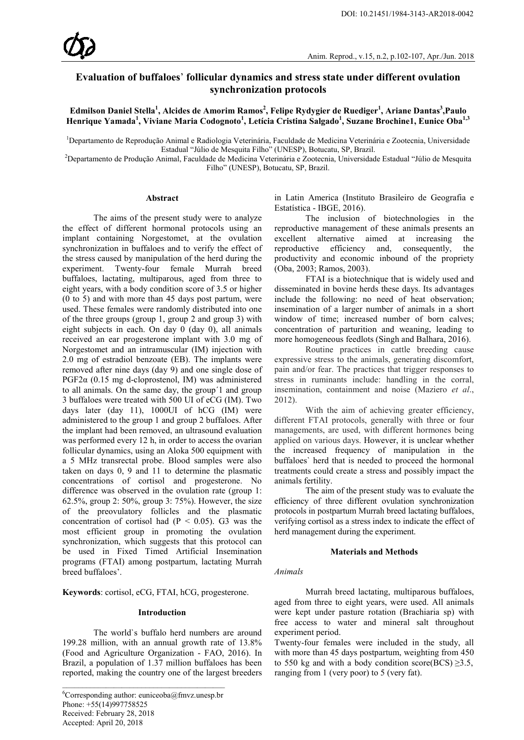# Evaluation of buffaloes' follicular dynamics and stress state under different ovulation synchronization protocols

**Edmilson Daniel Stella[1], Alcides de Amorim Ramos[2], Felipe Rydygier de Ruediger[1], Ariane Dantas[3], Paulo Henrique Yamada[1], Viviane Maria Codognoto[1], Letícia Cristina Salgado[1], Suzane Brochine1, Eunice Oba[1,3]**

[1]Departamento de Reprodução Animal e Radiologia Veterinária, Faculdade de Medicina Veterinária e Zootecnia, Universidade Estadual "Júlio de Mesquita Filho" (UNESP), Botucatu, SP, Brazil.
[2]Departamento de Produção Animal, Faculdade de Medicina Veterinária e Zootecnia, Universidade Estadual "Júlio de Mesquita Filho" (UNESP), Botucatu, SP, Brazil.

## Abstract

The aims of the present study were to analyze the effect of different hormonal protocols using an implant containing Norgestomet, at the ovulation synchronization in buffaloes and to verify the effect of the stress caused by manipulation of the herd during the experiment. Twenty-four female Murrah breed buffaloes, lactating, multiparous, aged from three to eight years, with a body condition score of 3.5 or higher (0 to 5) and with more than 45 days post partum, were used. These females were randomly distributed into one of the three groups (group 1, group 2 and group 3) with eight subjects in each. On day 0 (day 0), all animals received an ear progesterone implant with 3.0 mg of Norgestomet and an intramuscular (IM) injection with 2.0 mg of estradiol benzoate (EB). The implants were removed after nine days (day 9) and one single dose of PGF2α (0.15 mg d-cloprostenol, IM) was administered to all animals. On the same day, the group´1 and group 3 buffaloes were treated with 500 UI of eCG (IM). Two days later (day 11), 1000UI of hCG (IM) were administered to the group 1 and group 2 buffaloes. After the implant had been removed, an ultrasound evaluation was performed every 12 h, in order to access the ovarian follicular dynamics, using an Aloka 500 equipment with a 5 MHz transrectal probe. Blood samples were also taken on days 0, 9 and 11 to determine the plasmatic concentrations of cortisol and progesterone. No difference was observed in the ovulation rate (group 1: 62.5%, group 2: 50%, group 3: 75%). However, the size of the preovulatory follicles and the plasmatic concentration of cortisol had ($P < 0.05$). G3 was the most efficient group in promoting the ovulation synchronization, which suggests that this protocol can be used in Fixed Timed Artificial Insemination programs (FTAI) among postpartum, lactating Murrah breed buffaloes'.

**Keywords**: cortisol, eCG, FTAI, hCG, progesterone.

## Introduction

The world`s buffalo herd numbers are around 199.28 million, with an annual growth rate of 13.8% (Food and Agriculture Organization - FAO, 2016). In Brazil, a population of 1.37 million buffaloes has been reported, making the country one of the largest breeders in Latin America (Instituto Brasileiro de Geografia e Estatística - IBGE, 2016).

The inclusion of biotechnologies in the reproductive management of these animals presents an excellent alternative aimed at increasing the reproductive efficiency and, consequently, the productivity and economic inbound of the propriety (Oba, 2003; Ramos, 2003).

FTAI is a biotechnique that is widely used and disseminated in bovine herds these days. Its advantages include the following: no need of heat observation; insemination of a larger number of animals in a short window of time; increased number of born calves; concentration of parturition and weaning, leading to more homogeneous feedlots (Singh and Balhara, 2016).

Routine practices in cattle breeding cause expressive stress to the animals, generating discomfort, pain and/or fear. The practices that trigger responses to stress in ruminants include: handling in the corral, insemination, containment and noise (Maziero *et al*., 2012).

With the aim of achieving greater efficiency, different FTAI protocols, generally with three or four managements, are used, with different hormones being applied on various days. However, it is unclear whether the increased frequency of manipulation in the buffaloes` herd that is needed to proceed the hormonal treatments could create a stress and possibly impact the animals fertility.

The aim of the present study was to evaluate the efficiency of three different ovulation synchronization protocols in postpartum Murrah breed lactating buffaloes, verifying cortisol as a stress index to indicate the effect of herd management during the experiment.

## Materials and Methods

*Animals*

Murrah breed lactating, multiparous buffaloes, aged from three to eight years, were used. All animals were kept under pasture rotation (Brachiaria sp) with free access to water and mineral salt throughout experiment period.

Twenty-four females were included in the study, all with more than 45 days postpartum, weighting from 450 to 550 kg and with a body condition score(BCS) ≥3.5, ranging from 1 (very poor) to 5 (very fat).

[6]Corresponding author: euniceoba@fmvz.unesp.br
Phone: +55(14)997758525
Received: February 28, 2018
Accepted: April 20, 2018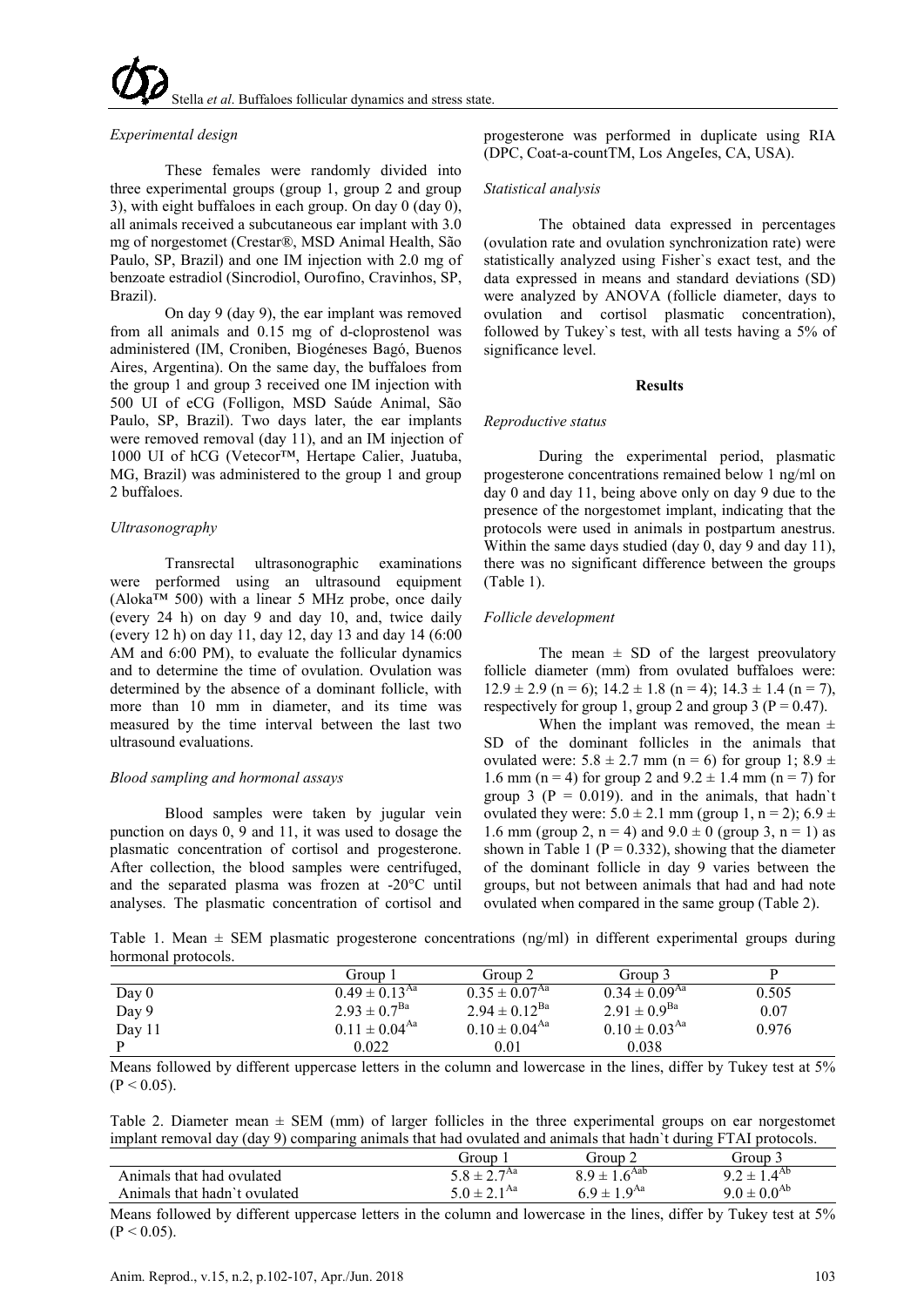### Experimental design

These females were randomly divided into three experimental groups (group 1, group 2 and group 3), with eight buffaloes in each group. On day 0 (day 0), all animals received a subcutaneous ear implant with 3.0 mg of norgestomet (Crestar®, MSD Animal Health, São Paulo, SP, Brazil) and one IM injection with 2.0 mg of benzoate estradiol (Sincrodiol, Ourofino, Cravinhos, SP, Brazil).

On day 9 (day 9), the ear implant was removed from all animals and 0.15 mg of d-cloprostenol was administered (IM, Croniben, Biogéneses Bagó, Buenos Aires, Argentina). On the same day, the buffaloes from the group 1 and group 3 received one IM injection with 500 UI of eCG (Folligon, MSD Saúde Animal, São Paulo, SP, Brazil). Two days later, the ear implants were removed removal (day 11), and an IM injection of 1000 UI of hCG (Vetecor™, Hertape Calier, Juatuba, MG, Brazil) was administered to the group 1 and group 2 buffaloes.

### Ultrasonography

Transrectal ultrasonographic examinations were performed using an ultrasound equipment (Aloka™ 500) with a linear 5 MHz probe, once daily (every 24 h) on day 9 and day 10, and, twice daily (every 12 h) on day 11, day 12, day 13 and day 14 (6:00 AM and 6:00 PM), to evaluate the follicular dynamics and to determine the time of ovulation. Ovulation was determined by the absence of a dominant follicle, with more than 10 mm in diameter, and its time was measured by the time interval between the last two ultrasound evaluations.

### Blood sampling and hormonal assays

Blood samples were taken by jugular vein punction on days 0, 9 and 11, it was used to dosage the plasmatic concentration of cortisol and progesterone. After collection, the blood samples were centrifuged, and the separated plasma was frozen at -20°C until analyses. The plasmatic concentration of cortisol and progesterone was performed in duplicate using RIA (DPC, Coat-a-countTM, Los AngeIes, CA, USA).

### Statistical analysis

The obtained data expressed in percentages (ovulation rate and ovulation synchronization rate) were statistically analyzed using Fisher`s exact test, and the data expressed in means and standard deviations (SD) were analyzed by ANOVA (follicle diameter, days to ovulation and cortisol plasmatic concentration), followed by Tukey`s test, with all tests having a 5% of significance level.

## Results

### Reproductive status

During the experimental period, plasmatic progesterone concentrations remained below 1 ng/ml on day 0 and day 11, being above only on day 9 due to the presence of the norgestomet implant, indicating that the protocols were used in animals in postpartum anestrus. Within the same days studied (day 0, day 9 and day 11), there was no significant difference between the groups (Table 1).

### Follicle development

The mean ± SD of the largest preovulatory follicle diameter (mm) from ovulated buffaloes were: 12.9 ± 2.9 (n = 6); 14.2 ± 1.8 (n = 4); 14.3 ± 1.4 (n = 7), respectively for group 1, group 2 and group 3 (P = 0.47).

When the implant was removed, the mean ± SD of the dominant follicles in the animals that ovulated were: 5.8 ± 2.7 mm (n = 6) for group 1; 8.9 ± 1.6 mm (n = 4) for group 2 and 9.2 ± 1.4 mm (n = 7) for group 3 (P = 0.019). and in the animals, that hadn`t ovulated they were: 5.0 ± 2.1 mm (group 1, n = 2); 6.9 ± 1.6 mm (group 2, n = 4) and 9.0 ± 0 (group 3, n = 1) as shown in Table 1 (P = 0.332), showing that the diameter of the dominant follicle in day 9 varies between the groups, but not between animals that had and had note ovulated when compared in the same group (Table 2).

Table 1. Mean ± SEM plasmatic progesterone concentrations (ng/ml) in different experimental groups during hormonal protocols.

| | Group 1 | Group 2 | Group 3 | P |
|---|---|---|---|---|
| Day 0 | $0.49 \pm 0.13^{Aa}$ | $0.35 \pm 0.07^{Aa}$ | $0.34 \pm 0.09^{Aa}$ | 0.505 |
| Day 9 | $2.93 \pm 0.7^{Ba}$ | $2.94 \pm 0.12^{Ba}$ | $2.91 \pm 0.9^{Ba}$ | 0.07 |
| Day 11 | $0.11 \pm 0.04^{Aa}$ | $0.10 \pm 0.04^{Aa}$ | $0.10 \pm 0.03^{Aa}$ | 0.976 |
| P | 0.022 | 0.01 | 0.038 | |

Means followed by different uppercase letters in the column and lowercase in the lines, differ by Tukey test at 5% ($P < 0.05$).

Table 2. Diameter mean ± SEM (mm) of larger follicles in the three experimental groups on ear norgestomet implant removal day (day 9) comparing animals that had ovulated and animals that hadn`t during FTAI protocols.

| | Group 1 | Group 2 | Group 3 |
|---|---|---|---|
| Animals that had ovulated | $5.8 \pm 2.7^{Aa}$ | $8.9 \pm 1.6^{Aab}$ | $9.2 \pm 1.4^{Ab}$ |
| Animals that hadn`t ovulated | $5.0 \pm 2.1^{Aa}$ | $6.9 \pm 1.9^{Aa}$ | $9.0 \pm 0.0^{Ab}$ |

Means followed by different uppercase letters in the column and lowercase in the lines, differ by Tukey test at 5% ($P < 0.05$).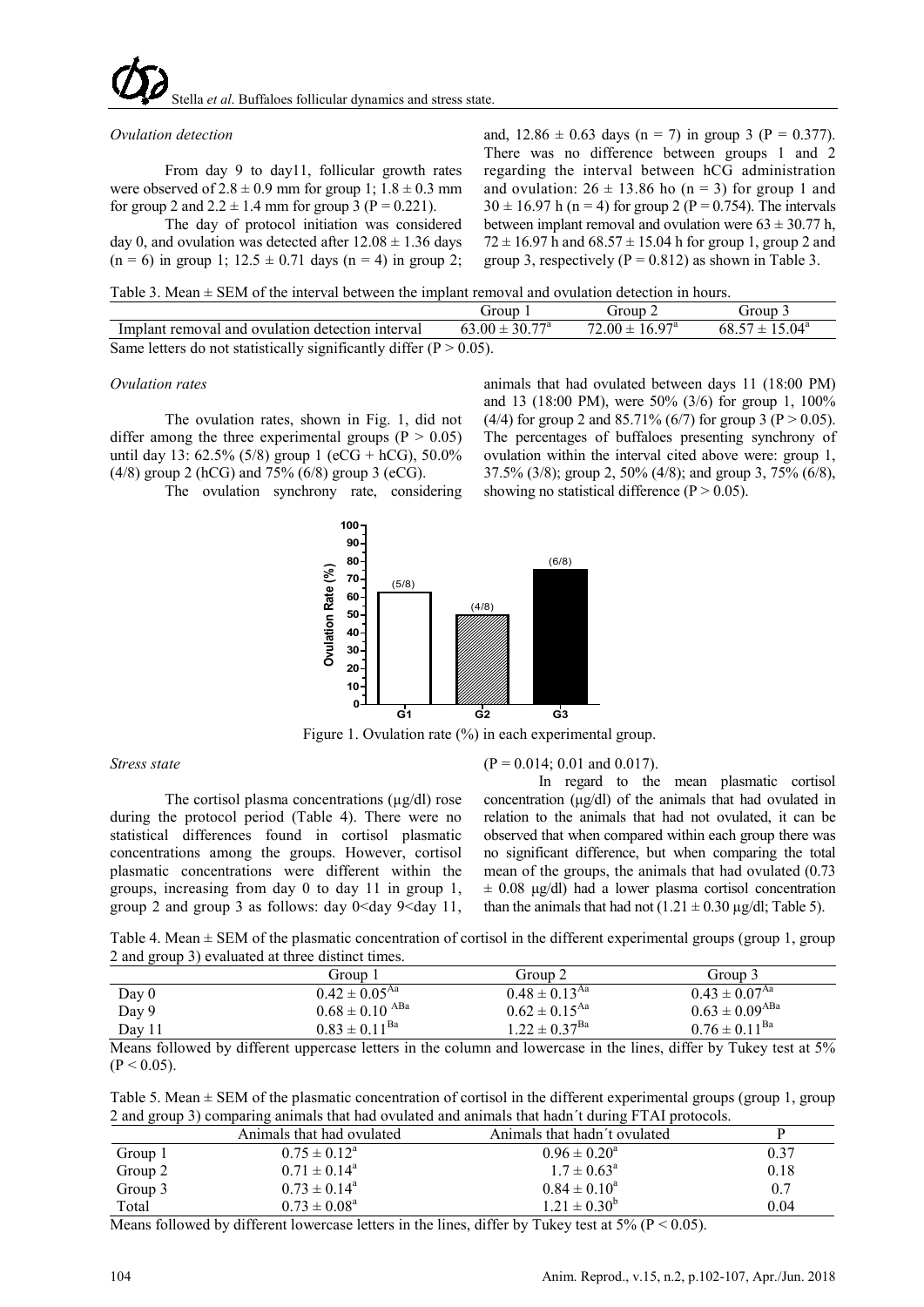*Ovulation detection*

From day 9 to day11, follicular growth rates were observed of 2.8 ± 0.9 mm for group 1; 1.8 ± 0.3 mm for group 2 and 2.2 ± 1.4 mm for group 3 (P = 0.221).

The day of protocol initiation was considered day 0, and ovulation was detected after 12.08 ± 1.36 days (n = 6) in group 1; 12.5 ± 0.71 days (n = 4) in group 2; and, 12.86 ± 0.63 days (n = 7) in group 3 (P = 0.377). There was no difference between groups 1 and 2 regarding the interval between hCG administration and ovulation: 26 ± 13.86 ho (n = 3) for group 1 and 30 ± 16.97 h (n = 4) for group 2 (P = 0.754). The intervals between implant removal and ovulation were 63 ± 30.77 h, 72 ± 16.97 h and 68.57 ± 15.04 h for group 1, group 2 and group 3, respectively (P = 0.812) as shown in Table 3.

Table 3. Mean ± SEM of the interval between the implant removal and ovulation detection in hours.

| | Group 1 | Group 2 | Group 3 |
|---|---|---|---|
| Implant removal and ovulation detection interval | $63.00 \pm 30.77^{a}$ | $72.00 \pm 16.97^{a}$ | $68.57 \pm 15.04^{a}$ |

Same letters do not statistically significantly differ (P > 0.05).

*Ovulation rates*

The ovulation rates, shown in Fig. 1, did not differ among the three experimental groups (P > 0.05) until day 13: 62.5% (5/8) group 1 (eCG + hCG), 50.0% (4/8) group 2 (hCG) and 75% (6/8) group 3 (eCG).

The ovulation synchrony rate, considering animals that had ovulated between days 11 (18:00 PM) and 13 (18:00 PM), were 50% (3/6) for group 1, 100% (4/4) for group 2 and 85.71% (6/7) for group 3 (P > 0.05). The percentages of buffaloes presenting synchrony of ovulation within the interval cited above were: group 1, 37.5% (3/8); group 2, 50% (4/8); and group 3, 75% (6/8), showing no statistical difference (P > 0.05).

Figure 1. Ovulation rate (%) in each experimental group.

*Stress state*

The cortisol plasma concentrations (µg/dl) rose during the protocol period (Table 4). There were no statistical differences found in cortisol plasmatic concentrations among the groups. However, cortisol plasmatic concentrations were different within the groups, increasing from day 0 to day 11 in group 1, group 2 and group 3 as follows: day 0<day 9<day 11, (P = 0.014; 0.01 and 0.017).

In regard to the mean plasmatic cortisol concentration (µg/dl) of the animals that had ovulated in relation to the animals that had not ovulated, it can be observed that when compared within each group there was no significant difference, but when comparing the total mean of the groups, the animals that had ovulated (0.73 ± 0.08 µg/dl) had a lower plasma cortisol concentration than the animals that had not (1.21 ± 0.30 µg/dl; Table 5).

Table 4. Mean ± SEM of the plasmatic concentration of cortisol in the different experimental groups (group 1, group 2 and group 3) evaluated at three distinct times.

| | Group 1 | Group 2 | Group 3 |
|---|---|---|---|
| Day 0 | $0.42 \pm 0.05^{Aa}$ | $0.48 \pm 0.13^{Aa}$ | $0.43 \pm 0.07^{Aa}$ |
| Day 9 | $0.68 \pm 0.10^{ABa}$ | $0.62 \pm 0.15^{Aa}$ | $0.63 \pm 0.09^{ABa}$ |
| Day 11 | $0.83 \pm 0.11^{Ba}$ | $1.22 \pm 0.37^{Ba}$ | $0.76 \pm 0.11^{Ba}$ |

Means followed by different uppercase letters in the column and lowercase in the lines, differ by Tukey test at 5% (P < 0.05).

Table 5. Mean ± SEM of the plasmatic concentration of cortisol in the different experimental groups (group 1, group 2 and group 3) comparing animals that had ovulated and animals that hadn´t during FTAI protocols.

| | Animals that had ovulated | Animals that hadn´t ovulated | P |
|---|---|---|---|
| Group 1 | $0.75 \pm 0.12^{a}$ | $0.96 \pm 0.20^{a}$ | 0.37 |
| Group 2 | $0.71 \pm 0.14^{a}$ | $1.7 \pm 0.63^{a}$ | 0.18 |
| Group 3 | $0.73 \pm 0.14^{a}$ | $0.84 \pm 0.10^{a}$ | 0.7 |
| Total | $0.73 \pm 0.08^{a}$ | $1.21 \pm 0.30^{b}$ | 0.04 |

Means followed by different lowercase letters in the lines, differ by Tukey test at 5% (P < 0.05).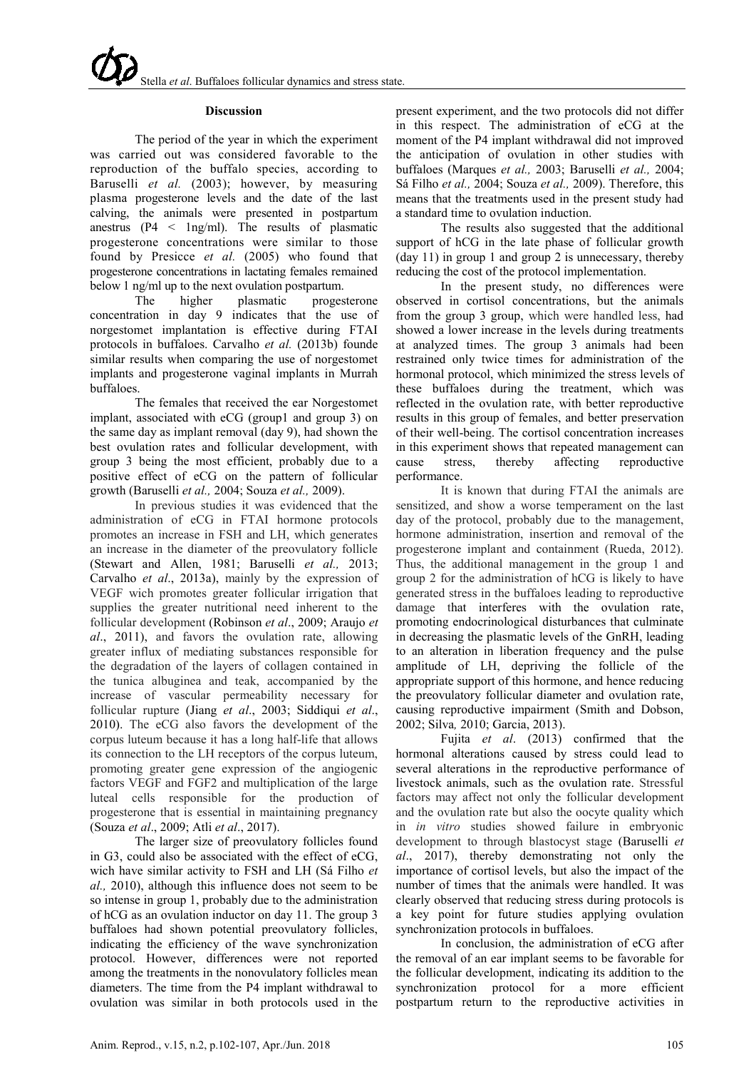### Discussion

The period of the year in which the experiment was carried out was considered favorable to the reproduction of the buffalo species, according to Baruselli *et al.* (2003); however, by measuring plasma progesterone levels and the date of the last calving, the animals were presented in postpartum anestrus (P4 < 1ng/ml). The results of plasmatic progesterone concentrations were similar to those found by Presicce *et al.* (2005) who found that progesterone concentrations in lactating females remained below 1 ng/ml up to the next ovulation postpartum.

The higher plasmatic progesterone concentration in day 9 indicates that the use of norgestomet implantation is effective during FTAI protocols in buffaloes. Carvalho *et al.* (2013b) founde similar results when comparing the use of norgestomet implants and progesterone vaginal implants in Murrah buffaloes.

The females that received the ear Norgestomet implant, associated with eCG (group1 and group 3) on the same day as implant removal (day 9), had shown the best ovulation rates and follicular development, with group 3 being the most efficient, probably due to a positive effect of eCG on the pattern of follicular growth (Baruselli *et al.,* 2004; Souza *et al.,* 2009).

In previous studies it was evidenced that the administration of eCG in FTAI hormone protocols promotes an increase in FSH and LH, which generates an increase in the diameter of the preovulatory follicle (Stewart and Allen, 1981; Baruselli *et al.,* 2013; Carvalho *et al*., 2013a), mainly by the expression of VEGF wich promotes greater follicular irrigation that supplies the greater nutritional need inherent to the follicular development (Robinson *et al*., 2009; Araujo *et al*., 2011), and favors the ovulation rate, allowing greater influx of mediating substances responsible for the degradation of the layers of collagen contained in the tunica albuginea and teak, accompanied by the increase of vascular permeability necessary for follicular rupture (Jiang *et al*., 2003; Siddiqui *et al*., 2010). The eCG also favors the development of the corpus luteum because it has a long half-life that allows its connection to the LH receptors of the corpus luteum, promoting greater gene expression of the angiogenic factors VEGF and FGF2 and multiplication of the large luteal cells responsible for the production of progesterone that is essential in maintaining pregnancy (Souza *et al*., 2009; Atli *et al*., 2017).

The larger size of preovulatory follicles found in G3, could also be associated with the effect of eCG, wich have similar activity to FSH and LH (Sá Filho *et al.,* 2010), although this influence does not seem to be so intense in group 1, probably due to the administration of hCG as an ovulation inductor on day 11. The group 3 buffaloes had shown potential preovulatory follicles, indicating the efficiency of the wave synchronization protocol. However, differences were not reported among the treatments in the nonovulatory follicles mean diameters. The time from the P4 implant withdrawal to ovulation was similar in both protocols used in the present experiment, and the two protocols did not differ in this respect. The administration of eCG at the moment of the P4 implant withdrawal did not improved the anticipation of ovulation in other studies with buffaloes (Marques *et al.,* 2003; Baruselli *et al.,* 2004; Sá Filho *et al.,* 2004; Souza *et al.,* 2009). Therefore, this means that the treatments used in the present study had a standard time to ovulation induction.

The results also suggested that the additional support of hCG in the late phase of follicular growth (day 11) in group 1 and group 2 is unnecessary, thereby reducing the cost of the protocol implementation.

In the present study, no differences were observed in cortisol concentrations, but the animals from the group 3 group, which were handled less, had showed a lower increase in the levels during treatments at analyzed times. The group 3 animals had been restrained only twice times for administration of the hormonal protocol, which minimized the stress levels of these buffaloes during the treatment, which was reflected in the ovulation rate, with better reproductive results in this group of females, and better preservation of their well-being. The cortisol concentration increases in this experiment shows that repeated management can cause stress, thereby affecting reproductive performance.

It is known that during FTAI the animals are sensitized, and show a worse temperament on the last day of the protocol, probably due to the management, hormone administration, insertion and removal of the progesterone implant and containment (Rueda, 2012). Thus, the additional management in the group 1 and group 2 for the administration of hCG is likely to have generated stress in the buffaloes leading to reproductive damage that interferes with the ovulation rate, promoting endocrinological disturbances that culminate in decreasing the plasmatic levels of the GnRH, leading to an alteration in liberation frequency and the pulse amplitude of LH, depriving the follicle of the appropriate support of this hormone, and hence reducing the preovulatory follicular diameter and ovulation rate, causing reproductive impairment (Smith and Dobson, 2002; Silva*,* 2010; Garcia, 2013).

Fujita *et al*. (2013) confirmed that the hormonal alterations caused by stress could lead to several alterations in the reproductive performance of livestock animals, such as the ovulation rate. Stressful factors may affect not only the follicular development and the ovulation rate but also the oocyte quality which in *in vitro* studies showed failure in embryonic development to through blastocyst stage (Baruselli *et al*., 2017), thereby demonstrating not only the importance of cortisol levels, but also the impact of the number of times that the animals were handled. It was clearly observed that reducing stress during protocols is a key point for future studies applying ovulation synchronization protocols in buffaloes.

In conclusion, the administration of eCG after the removal of an ear implant seems to be favorable for the follicular development, indicating its addition to the synchronization protocol for a more efficient postpartum return to the reproductive activities in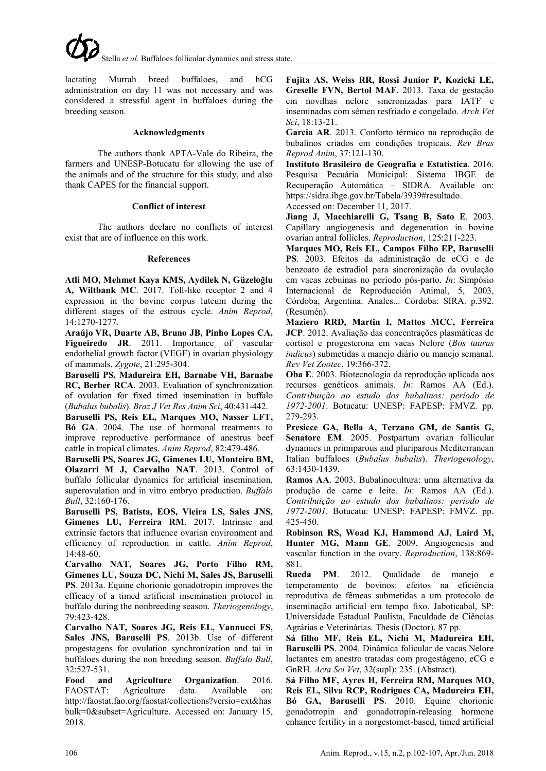lactating Murrah breed buffaloes, and hCG administration on day 11 was not necessary and was considered a stressful agent in buffaloes during the breeding season.

## Acknowledgments

The authors thank APTA-Vale do Ribeira, the farmers and UNESP-Botucatu for allowing the use of the animals and of the structure for this study, and also thank CAPES for the financial support.

## Conflict of interest

The authors declare no conflicts of interest exist that are of influence on this work.

## References

**Atli MO, Mehmet Kaya KMS, Aydilek N, Güzeloğlu A, Wiltbank MC**. 2017. Toll-like receptor 2 and 4 expression in the bovine corpus luteum during the different stages of the estrous cycle. *Anim Reprod*, 14:1270-1277.

**Araújo VR, Duarte AB, Bruno JB, Pinho Lopes CA, Figueiredo JR**. 2011. Importance of vascular endothelial growth factor (VEGF) in ovarian physiology of mammals. *Zygote*, 21:295-304.

**Baruselli PS, Madureira EH, Barnabe VH, Barnabe RC, Berber RCA**. 2003. Evaluation of synchronization of ovulation for fixed timed insemination in buffalo (*Bubalus bubalis*). *Braz J Vet Res Anim Sci*, 40:431-442.

**Baruselli PS, Reis EL, Marques MO, Nasser LFT, Bó GA**. 2004. The use of hormonal treatments to improve reproductive performance of anestrus beef cattle in tropical climates. *Anim Reprod*, 82:479-486.

**Baruselli PS, Soares JG, Gimenes LU, Monteiro BM, Olazarri M J, Carvalho NAT**. 2013. Control of buffalo follicular dynamics for artificial insemination, superovulation and in vitro embryo production. *Buffalo Bull*, 32:160-176.

**Baruselli PS, Batista, EOS, Vieira LS, Sales JNS, Gimenes LU, Ferreira RM**. 2017. Intrinsic and extrinsic factors that influence ovarian environment and efficiency of reproduction in cattle. *Anim Reprod*, 14:48-60.

**Carvalho NAT, Soares JG, Porto Filho RM, Gimenes LU, Souza DC, Nichi M, Sales JS, Baruselli PS**. 2013a. Equine chorionic gonadotropin improves the efficacy of a timed artificial insemination protocol in buffalo during the nonbreeding season. *Theriogenology*, 79:423-428.

**Carvalho NAT, Soares JG, Reis EL, Vannucci FS, Sales JNS, Baruselli PS**. 2013b. Use of different progestagens for ovulation synchronization and tai in buffaloes during the non breeding season. *Buffalo Bull*, 32:527-531.

**Food and Agriculture Organization**. 2016. FAOSTAT: Agriculture data. Available on: http://faostat.fao.org/faostat/collections?versio=ext&hasbulk=0&subset=Agriculture. Accessed on: January 15, 2018.

**Fujita AS, Weiss RR, Rossi Junior P, Kozicki LE, Greselle FVN, Bertol MAF**. 2013. Taxa de gestação em novilhas nelore sincronizadas para IATF e inseminadas com sêmen resfriado e congelado. *Arch Vet Sci*, 18:13-21.

**Garcia AR**. 2013. Conforto térmico na reprodução de bubalinos criados em condições tropicais. *Rev Bras Reprod Anim*, 37:121-130.

**Instituto Brasileiro de Geografia e Estatística**. 2016. Pesquisa Pecuária Municipal: Sistema IBGE de Recuperação Automática – SIDRA. Available on: https://sidra.ibge.gov.br/Tabela/3939#resultado. Accessed on: December 11, 2017.

**Jiang J, Macchiarelli G, Tsang B, Sato E**. 2003. Capillary angiogenesis and degeneration in bovine ovarian antral follicles. *Reproduction*, 125:211-223.

**Marques MO, Reis EL, Campos Filho EP, Baruselli PS**. 2003. Efeitos da administração de eCG e de benzoato de estradiol para sincronização da ovulação em vacas zebuínas no período pós-parto. *In*: Simpósio Internacional de Reproducción Animal, 5, 2003, Córdoba, Argentina. Anales... Córdoba: SIRA. p.392. (Resumén).

**Maziero RRD, Martin I, Mattos MCC, Ferreira JCP**. 2012. Avaliação das concentrações plasmáticas de cortisol e progesterona em vacas Nelore (*Bos taurus indicus*) submetidas a manejo diário ou manejo semanal. *Rev Vet Zootec*, 19:366-372.

**Oba E**. 2003. Biotecnologia da reprodução aplicada aos recursos genéticos animais. *In*: Ramos AA (Ed.). *Contribuição ao estudo dos bubalinos: período de 1972-2001*. Botucatu: UNESP: FAPESP: FMVZ. pp. 279-293.

**Presicce GA, Bella A, Terzano GM, de Santis G, Senatore EM**. 2005. Postpartum ovarian follicular dynamics in primiparous and pluriparous Mediterranean Italian buffaloes (*Bubalus bubalis*). *Theriogenology*, 63:1430-1439.

**Ramos AA**. 2003. Bubalinocultura: uma alternativa da produção de carne e leite. *In*: Ramos AA (Ed.). *Contribuição ao estudo dos bubalinos: período de 1972-2001*. Botucatu: UNESP: FAPESP: FMVZ. pp. 425-450.

**Robinson RS, Woad KJ, Hammond AJ, Laird M, Hunter MG, Mann GE**. 2009. Angiogenesis and vascular function in the ovary. *Reproduction*, 138:869-881.

**Rueda PM**. 2012. Qualidade de manejo e temperamento de bovinos: efeitos na eficiência reprodutiva de fêmeas submetidas a um protocolo de inseminação artificial em tempo fixo. Jaboticabal, SP: Universidade Estadual Paulista, Faculdade de Ciências Agrárias e Veterinárias. Thesis (Doctor). 87 pp.

**Sá filho MF, Reis EL, Nichi M, Madureira EH, Baruselli PS**. 2004. Dinâmica folicular de vacas Nelore lactantes em anestro tratadas com progestágeno, eCG e GnRH. *Acta Sci Vet*, 32(supl): 235. (Abstract).

**Sá Filho MF, Ayres H, Ferreira RM, Marques MO, Reis EL, Silva RCP, Rodrigues CA, Madureira EH, Bó GA, Baruselli PS**. 2010. Equine chorionic gonadotropin and gonadotropin-releasing hormone enhance fertility in a norgestomet-based, timed artificial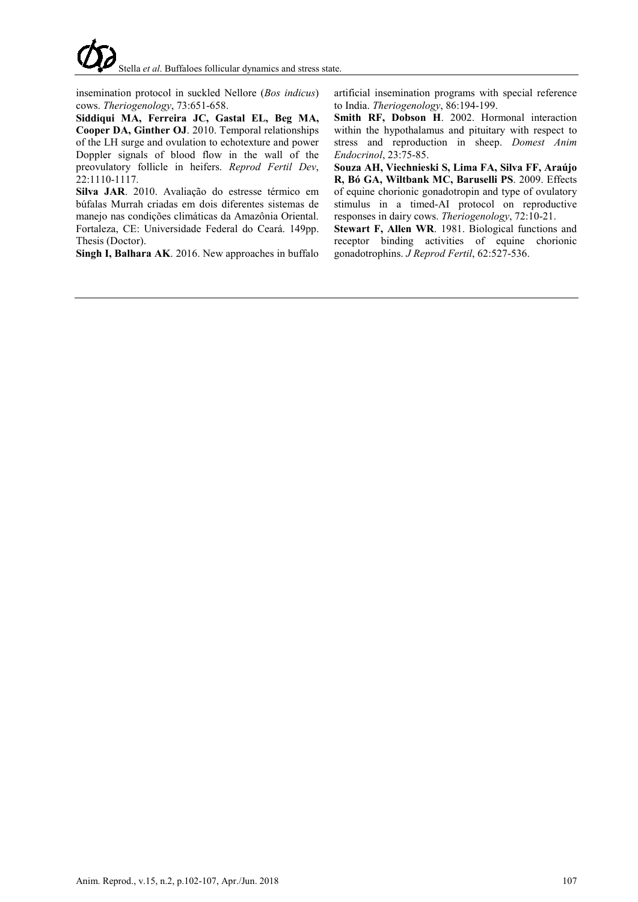insemination protocol in suckled Nellore (*Bos indicus*) cows. *Theriogenology*, 73:651-658.

**Siddiqui MA, Ferreira JC, Gastal EL, Beg MA, Cooper DA, Ginther OJ**. 2010. Temporal relationships of the LH surge and ovulation to echotexture and power Doppler signals of blood flow in the wall of the preovulatory follicle in heifers. *Reprod Fertil Dev*, 22:1110-1117.

**Silva JAR**. 2010. Avaliação do estresse térmico em búfalas Murrah criadas em dois diferentes sistemas de manejo nas condições climáticas da Amazônia Oriental. Fortaleza, CE: Universidade Federal do Ceará. 149pp. Thesis (Doctor).

**Singh I, Balhara AK**. 2016. New approaches in buffalo artificial insemination programs with special reference to India. *Theriogenology*, 86:194-199.

**Smith RF, Dobson H**. 2002. Hormonal interaction within the hypothalamus and pituitary with respect to stress and reproduction in sheep. *Domest Anim Endocrinol*, 23:75-85.

**Souza AH, Viechnieski S, Lima FA, Silva FF, Araújo R, Bó GA, Wiltbank MC, Baruselli PS**. 2009. Effects of equine chorionic gonadotropin and type of ovulatory stimulus in a timed-AI protocol on reproductive responses in dairy cows. *Theriogenology*, 72:10-21.

**Stewart F, Allen WR**. 1981. Biological functions and receptor binding activities of equine chorionic gonadotrophins. *J Reprod Fertil*, 62:527-536.